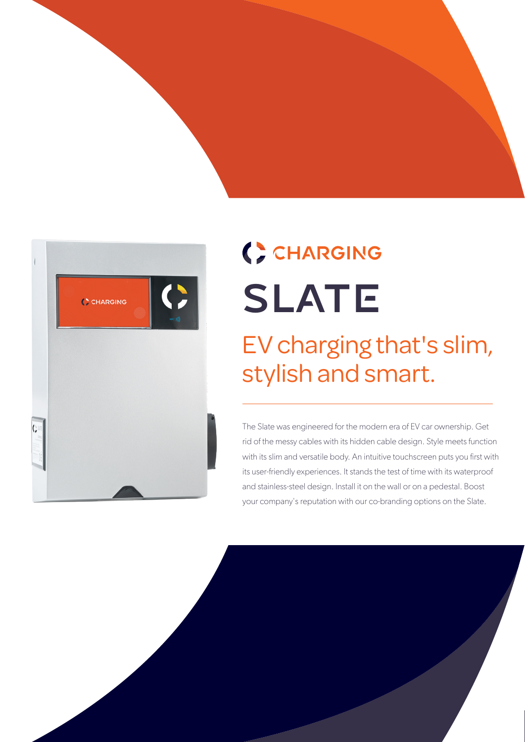CHARGING

# SLATE

## EV charging that's slim, stylish and smart.

---

The Slate was engineered for the modern era of EV car ownership. Get rid of the messy cables with its hidden cable design. Style meets function with its slim and versatile body. An intuitive touchscreen puts you first with its user-friendly experiences. It stands the test of time with its waterproof and stainless-steel design. Install it on the wall or on a pedestal. Boost your company's reputation with our co-branding options on the Slate.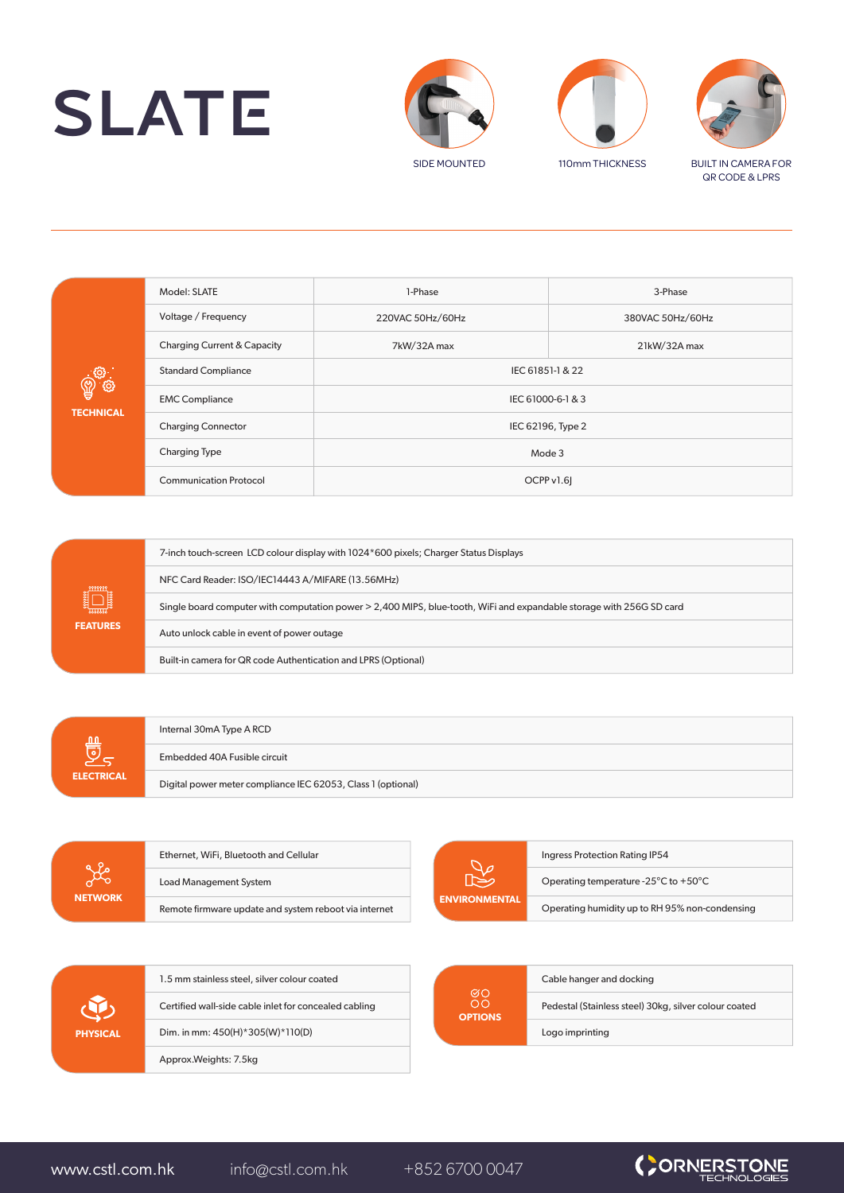# SLATE

SIDE MOUNTED

110mm THICKNESS

BUILT IN CAMERA FOR QR CODE & LPRS

| | | | |
|---|---|---|---|
| **TECHNICAL** | Model: SLATE | 1-Phase | 3-Phase |
| | Voltage / Frequency | 220VAC 50Hz/60Hz | 380VAC 50Hz/60Hz |
| | Charging Current & Capacity | 7kW/32A max | 21kW/32A max |
| | Standard Compliance | IEC 61851-1 & 22 | |
| | EMC Compliance | IEC 61000-6-1 & 3 | |
| | Charging Connector | IEC 62196, Type 2 | |
| | Charging Type | Mode 3 | |
| | Communication Protocol | OCPP v1.6J | |

| | |
|---|---|
| **FEATURES** | 7-inch touch-screen LCD colour display with 1024*600 pixels; Charger Status Displays |
| | NFC Card Reader: ISO/IEC14443 A/MIFARE (13.56MHz) |
| | Single board computer with computation power > 2,400 MIPS, blue-tooth, WiFi and expandable storage with 256G SD card |
| | Auto unlock cable in event of power outage |
| | Built-in camera for QR code Authentication and LPRS (Optional) |

| | |
|---|---|
| **ELECTRICAL** | Internal 30mA Type A RCD |
| | Embedded 40A Fusible circuit |
| | Digital power meter compliance IEC 62053, Class 1 (optional) |

| | |
|---|---|
| **NETWORK** | Ethernet, WiFi, Bluetooth and Cellular |
| | Load Management System |
| | Remote firmware update and system reboot via internet |

| | |
|---|---|
| **ENVIRONMENTAL** | Ingress Protection Rating IP54 |
| | Operating temperature -25°C to +50°C |
| | Operating humidity up to RH 95% non-condensing |

| | |
|---|---|
| **PHYSICAL** | 1.5 mm stainless steel, silver colour coated |
| | Certified wall-side cable inlet for concealed cabling |
| | Dim. in mm: 450(H)*305(W)*110(D) |
| | Approx.Weights: 7.5kg |

| | |
|---|---|
| **OPTIONS** | Cable hanger and docking |
| | Pedestal (Stainless steel) 30kg, silver colour coated |
| | Logo imprinting |

www.cstl.com.hk info@cstl.com.hk +852 6700 0047

CORNERSTONE TECHNOLOGIES